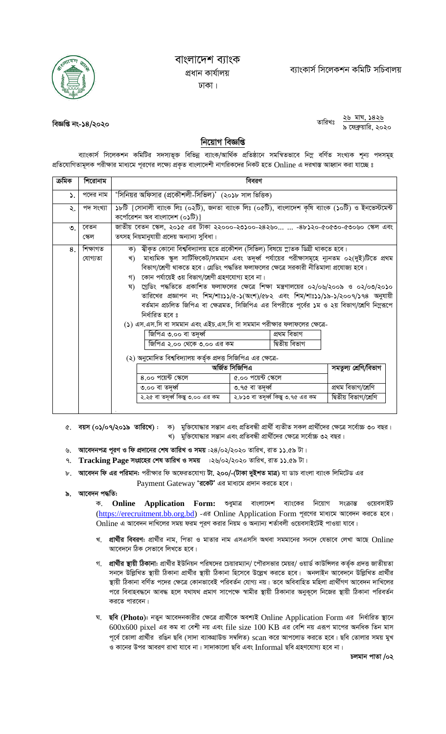# বাংলাদেশ ব্যাংক

প্রধান কার্যালয়

ঢাকা।

ব্যাংকার্স সিলেকশন কমিটি সচিবালয়

**বিজ্ঞপ্তি নং-১৪/২০২০**

তারিখঃ ২৬ মাঘ, ১৪২৬
৯ ফেব্রুয়ারি, ২০২০

## নিয়োগ বিজ্ঞপ্তি

ব্যাংকার্স সিলেকশন কমিটির সদস্যভুক্ত বিভিন্ন ব্যাংক/আর্থিক প্রতিষ্ঠানে সমন্বিতভাবে নিম্ন বর্ণিত সংখ্যক শূন্য পদসমূহ প্রতিযোগিতামূলক পরীক্ষার মাধ্যমে পূরণের লক্ষ্যে প্রকৃত বাংলাদেশী নাগরিকদের নিকট হতে Online এ দরখাস্ত আহ্বান করা যাচ্ছে ঃ

| ক্রমিক | শিরোনাম | বিবরণ |
|---|---|---|
| ১. | পদের নাম | 'সিনিয়র অফিসার (প্রকৌশলী-সিভিল)' (২০১৮ সাল ভিত্তিক) |
| ২. | পদ সংখ্যা | ১৮টি {সোনালী ব্যাংক লিঃ (০২টি), জনতা ব্যাংক লিঃ (০৫টি), বাংলাদেশ কৃষি ব্যাংক (১০টি) ও ইনভেস্টমেন্ট কর্পোরেশন অব বাংলাদেশ (০১টি)} |
| ৩. | বেতন স্কেল | জাতীয় বেতন স্কেল, ২০১৫ এর টাকা ২২০০০-২৩১০০-২৪২৬০... ... -৪৮১২০-৫০৫৩০-৫৩০৬০ স্কেল এবং তৎসহ নিয়মানুযায়ী প্রদেয় অন্যান্য সুবিধা। |
| ৪. | শিক্ষাগত যোগ্যতা | ক) স্বীকৃত কোনো বিশ্ববিদ্যালয় হতে প্রকৌশল (সিভিল) বিষয়ে স্নাতক ডিগ্রী থাকতে হবে।<br>খ) মাধ্যমিক স্কুল সার্টিফিকেট/সমমান এবং তদূর্ধ্ব পর্যায়ের পরীক্ষাসমূহে ন্যূনতম ০২(দুই)টিতে প্রথম বিভাগ/শ্রেণী থাকতে হবে। গ্রেডিং পদ্ধতির ফলাফলের ক্ষেত্রে সরকারী নীতিমালা প্রযোজ্য হবে।<br>গ) কোন পর্যায়েই ৩য় বিভাগ/শ্রেণী গ্রহণযোগ্য হবে না।<br>ঘ) গ্রেডিং পদ্ধতিতে প্রকাশিত ফলাফলের ক্ষেত্রে শিক্ষা মন্ত্রণালয়ের ০২/০৬/২০০৯ ও ০২/০৩/২০১০ তারিখের প্রজ্ঞাপন নং শিম/শাঃ১১/৫-১(অংশ)/৫৮২ এবং শিম/শাঃ১১/১৯-১/২০০৭/১৭৪ অনুযায়ী বর্তমান প্রচলিত জিপিএ বা ক্ষেত্রমত, সিজিপিএ এর বিপরীতে পূর্বের ১ম ও ২য় বিভাগ/শ্রেণি নিম্নরূপে নির্ধারিত হবে ঃ |

(১) এস.এস.সি বা সমমান এবং এইচ.এস.সি বা সমমান পরীক্ষার ফলাফলের ক্ষেত্রে-

| | |
|---|---|
| জিপিএ ৩.০০ বা তদূর্ধ্ব | প্রথম বিভাগ |
| জিপিএ ২.০০ থেকে ৩.০০ এর কম | দ্বিতীয় বিভাগ |

(২) অনুমোদিত বিশ্ববিদ্যালয় কর্তৃক প্রদত্ত সিজিপিএ এর ক্ষেত্রে-

| অর্জিত সিজিপিএ | | সমতুল্য শ্রেণি/বিভাগ |
|---|---|---|
| ৪.০০ পয়েন্ট স্কেলে | ৫.০০ পয়েন্ট স্কেলে | |
| ৩.০০ বা তদূর্ধ্ব | ৩.৭৫ বা তদূর্ধ্ব | প্রথম বিভাগ/শ্রেণি |
| ২.২৫ বা তদূর্ধ্ব কিন্তু ৩.০০ এর কম | ২.৮১৩ বা তদূর্ধ্ব কিন্তু ৩.৭৫ এর কম | দ্বিতীয় বিভাগ/শ্রেণি |

৫. **বয়স (০১/০৭/২০১৯ তারিখে)** : ক) মুক্তিযোদ্ধার সন্তান এবং প্রতিবন্ধী প্রার্থী ব্যতীত সকল প্রার্থীদের ক্ষেত্রে সর্বোচ্চ ৩০ বছর।
খ) মুক্তিযোদ্ধার সন্তান এবং প্রতিবন্ধী প্রার্থীদের ক্ষেত্রে সর্বোচ্চ ৩২ বছর।

৬. **আবেদনপত্র পূরণ ও ফি প্রদানের শেষ তারিখ ও সময়** :২৪/০২/২০২০ তারিখ, রাত ১১.৫৯ টা।

৭. **Tracking Page সংগ্রহের শেষ তারিখ ও সময়** :২৬/০২/২০২০ তারিখ, রাত ১১.৫৯ টা।

৮. **আবেদন ফি এর পরিমান:** পরীক্ষার ফি অফেরতযোগ্য **টা. ২০০/-(টাকা দুইশত মাত্র)** যা ডাচ বাংলা ব্যাংক লিমিটেড এর Payment Gateway **'রকেট'** এর মাধ্যমে প্রদান করতে হবে।

৯. **আবেদন পদ্ধতি:**

ক. **Online Application Form:** শুধুমাত্র বাংলাদেশ ব্যাংকের নিয়োগ সংক্রান্ত ওয়েবসাইট (https://erecruitment.bb.org.bd) -এর Online Application Form পূরণের মাধ্যমে আবেদন করতে হবে। Online এ আবেদন দাখিলের সময় ফরম পূরণ করার নিয়ম ও অন্যান্য শর্তাবলী ওয়েবসাইটেই পাওয়া যাবে।

খ. **প্রার্থীর বিবরণ:** প্রার্থীর নাম, পিতা ও মাতার নাম এসএসসি অথবা সমমানের সনদে যেভাবে লেখা আছে Online আবেদনে ঠিক সেভাবে লিখতে হবে।

গ. **প্রার্থীর স্থায়ী ঠিকানা:** প্রার্থীর ইউনিয়ন পরিষদের চেয়ারম্যান/ পৌরসভার মেয়র/ ওয়ার্ড কাউন্সিলর কর্তৃক প্রদত্ত জাতীয়তা সনদে উল্লিখিত স্থায়ী ঠিকানা প্রার্থীর স্থায়ী ঠিকানা হিসেবে উল্লেখ করতে হবে। অনলাইন আবেদনে উল্লিখিত প্রার্থীর স্থায়ী ঠিকানা বর্ণিত পদের ক্ষেত্রে কোনভাবেই পরিবর্তন যোগ্য নয়। তবে অবিবাহিত মহিলা প্রার্থীগণ আবেদন দাখিলের পরে বিবাহবন্ধনে আবদ্ধ হলে যথাযথ প্রমাণ সাপেক্ষে স্বামীর স্থায়ী ঠিকানার অনুকূলে নিজের স্থায়ী ঠিকানা পরিবর্তন করতে পারবেন।

ঘ. **ছবি (Photo)**: নতুন আবেদনকারীর ক্ষেত্রে প্রার্থীকে অবশ্যই Online Application Form এর নির্ধারিত স্থানে 600x600 pixel এর কম বা বেশী নয় এবং file size 100 KB এর বেশি নয় এরূপ মাপের অনধিক তিন মাস পূর্বে তোলা প্রার্থীর রঙিন ছবি (সাদা ব্যাকগ্রাউন্ড সম্বলিত) scan করে আপলোড করতে হবে। ছবি তোলার সময় মুখ ও কানের উপর আবরণ রাখা যাবে না। সাদাকালো ছবি এবং Informal ছবি গ্রহণযোগ্য হবে না।

চলমান পাতা /০২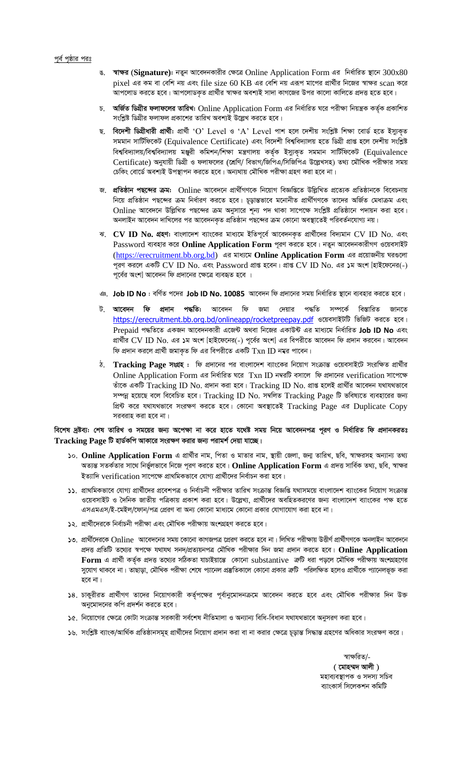পূর্ব পৃষ্ঠার পরঃ

ঙ. **স্বাক্ষর (Signature)ঃ** নতুন আবেদনকারীর ক্ষেত্রে Online Application Form এর নির্ধারিত স্থানে 300x80 pixel এর কম বা বেশি নয় এবং file size 60 KB এর বেশি নয় এরূপ মাপের প্রার্থীর নিজের স্বাক্ষর scan করে আপলোড করতে হবে। আপলোডকৃত প্রার্থীর স্বাক্ষর অবশ্যই সাদা কাগজের উপর কালো কালিতে প্রদত্ত হতে হবে।

চ. **অর্জিত ডিগ্রীর ফলাফলের তারিখঃ** Online Application Form এর নির্ধারিত ঘরে পরীক্ষা নিয়ন্ত্রক কর্তৃক প্রকাশিত সংশ্লিষ্ট ডিগ্রীর ফলাফল প্রকাশের তারিখ অবশ্যই উল্লেখ করতে হবে।

ছ. **বিদেশী ডিগ্রীধারী প্রার্থীঃ** প্রার্থী 'O' Level ও 'A' Level পাশ হলে দেশীয় সংশ্লিষ্ট শিক্ষা বোর্ড হতে ইস্যুকৃত সমমান সার্টিফিকেট (Equivalence Certificate) এবং বিদেশী বিশ্ববিদ্যালয় হতে ডিগ্রী প্রাপ্ত হলে দেশীয় সংশ্লিষ্ট বিশ্ববিদ্যালয়/বিশ্ববিদ্যালয় মঞ্জুরী কমিশন/শিক্ষা মন্ত্রণালয় কর্তৃক ইস্যুকৃত সমমান সার্টিফিকেট (Equivalence Certificate) অনুযায়ী ডিগ্রী ও ফলাফলের (শ্রেণি/ বিভাগ/জিপিএ/সিজিপিএ উল্লেখসহ) তথ্য মৌখিক পরীক্ষার সময় চেকিং বোর্ডে অবশ্যই উপস্থাপন করতে হবে। অন্যথায় মৌখিক পরীক্ষা গ্রহণ করা হবে না।

জ. **প্রতিষ্ঠান পছন্দের ক্রমঃ** Online আবেদনে প্রার্থীগণকে নিয়োগ বিজ্ঞপ্তিতে উল্লিখিত প্রত্যেক প্রতিষ্ঠানকে বিবেচনায় নিয়ে প্রতিষ্ঠান পছন্দের ক্রম নির্ধারণ করতে হবে। চূড়ান্তভাবে মনোনীত প্রার্থীগণকে তাদের অর্জিত মেধাক্রম এবং Online আবেদনে উল্লিখিত পছন্দের ক্রম অনুসারে শূন্য পদ থাকা সাপেক্ষে সংশ্লিষ্ট প্রতিষ্ঠানে পদায়ন করা হবে। অনলাইন আবেদন দাখিলের পর আবেদনকৃত প্রতিষ্ঠান পছন্দের ক্রম কোনো অবস্থাতেই পরিবর্তনযোগ্য নয়।

ঝ. **CV ID No. গ্রহণঃ** বাংলাদেশ ব্যাংকের মাধ্যমে ইতিপূর্বে আবেদনকৃত প্রার্থীদের বিদ্যমান CV ID No. এবং Password ব্যবহার করে **Online Application Form** পূরণ করতে হবে। নতুন আবেদনকারীগণ ওয়েবসাইট (https://erecruitment.bb.org.bd) এর মাধ্যমে **Online Application Form** এর প্রয়োজনীয় ঘরগুলো পূরণ করলে একটি CV ID No. এবং Password প্রাপ্ত হবেন। প্রাপ্ত CV ID No. এর ১ম অংশ [হাইফেনের(-) পূর্বের অংশ] আবেদন ফি প্রদানের ক্ষেত্রে ব্যবহৃত হবে ।

ঞ. **Job ID No** : বর্ণিত পদের **Job ID No. 10085** আবেদন ফি প্রদানের সময় নির্ধারিত স্থানে ব্যবহার করতে হবে।

ট. **আবেদন ফি প্রদান পদ্ধতিঃ** আবেদন ফি জমা দেয়ার পদ্ধতি সম্পর্কে বিস্তারিত জানতে https://erecruitment.bb.org.bd/onlineapp/rocketpreepay.pdf ওয়েবসাইটটি ভিজিট করতে হবে। Prepaid পদ্ধতিতে একজন আবেদনকারী এজেন্ট অথবা নিজের একাউন্ট এর মাধ্যমে নির্ধারিত **Job ID No** এবং প্রার্থীর CV ID No. এর ১ম অংশ [হাইফেনের(-) পূর্বের অংশ] এর বিপরীতে আবেদন ফি প্রদান করবেন। আবেদন ফি প্রদান করলে প্রার্থী জমাকৃত ফি এর বিপরীতে একটি Txn ID নম্বর পাবেন।

ঠ. **Tracking Page সংগ্রহ :** ফি প্রদানের পর বাংলাদেশ ব্যাংকের নিয়োগ সংক্রান্ত ওয়েবসাইটে সংরক্ষিত প্রার্থীর Online Application Form এর নির্ধারিত ঘরে Txn ID নম্বরটি বসালে ফি প্রদানের verification সাপেক্ষে তাঁকে একটি Tracking ID No. প্রদান করা হবে। Tracking ID No. প্রাপ্ত হলেই প্রার্থীর আবেদন যথাযথভাবে সম্পন্ন হয়েছে বলে বিবেচিত হবে। Tracking ID No. সম্বলিত Tracking Page টি ভবিষ্যতে ব্যবহারের জন্য প্রিন্ট করে যথাযথভাবে সংরক্ষণ করতে হবে। কোনো অবস্থাতেই Tracking Page এর Duplicate Copy সরবরাহ করা হবে না।

**বিশেষ দ্রষ্টব্যঃ শেষ তারিখ ও সময়ের জন্য অপেক্ষা না করে হাতে যথেষ্ট সময় নিয়ে আবেদনপত্র পূরণ ও নির্ধারিত ফি প্রদানকরতঃ Tracking Page টি হার্ডকপি আকারে সংরক্ষণ করার জন্য পরামর্শ দেয়া যাচ্ছে।**

১০. **Online Application Form** এ প্রার্থীর নাম, পিতা ও মাতার নাম, স্থায়ী জেলা, জন্ম তারিখ, ছবি, স্বাক্ষরসহ অন্যান্য তথ্য অত্যন্ত সতর্কতার সাথে নির্ভুলভাবে নিজে পূরণ করতে হবে। **Online Application Form** এ প্রদত্ত সার্বিক তথ্য, ছবি, স্বাক্ষর ইত্যাদি verification সাপেক্ষে প্রাথমিকভাবে যোগ্য প্রার্থীদের নির্বাচন করা হবে।

১১. প্রাথমিকভাবে যোগ্য প্রার্থীদের প্রবেশপত্র ও নির্বাচনী পরীক্ষার তারিখ সংক্রান্ত বিজ্ঞপ্তি যথাসময়ে বাংলাদেশ ব্যাংকের নিয়োগ সংক্রান্ত ওয়েবসাইট ও দৈনিক জাতীয় পত্রিকায় প্রকাশ করা হবে। উল্লেখ্য, প্রার্থীদের অবহিতকরণের জন্য বাংলাদেশ ব্যাংকের পক্ষ হতে এসএমএস/ই-মেইল/ফোন/পত্র প্রেরণ বা অন্য কোনো মাধ্যমে কোনো প্রকার যোগাযোগ করা হবে না।

১২. প্রার্থীদেরকে নির্বাচনী পরীক্ষা এবং মৌখিক পরীক্ষায় অংশগ্রহণ করতে হবে।

১৩. প্রার্থীদেরকে Online আবেদনের সময় কোনো কাগজপত্র প্রেরণ করতে হবে না। লিখিত পরীক্ষায় উত্তীর্ণ প্রার্থীগণকে অনলাইন আবেদনে প্রদত্ত প্রতিটি তথ্যের স্বপক্ষে যথাযথ সনদ/প্রত্যয়নপত্র মৌখিক পরীক্ষার দিন জমা প্রদান করতে হবে। **Online Application Form** এ প্রার্থী কর্তৃক প্রদত্ত তথ্যের সঠিকতা যাচাইয়ান্তে কোনো substantive ত্রুটি ধরা পড়লে মৌখিক পরীক্ষায় অংশগ্রহণের সুযোগ থাকবে না। তাছাড়া, মৌখিক পরীক্ষা শেষে প্যানেল প্রস্তুতিকালে কোনো প্রকার ত্রুটি পরিলক্ষিত হলেও প্রার্থীকে প্যানেলভুক্ত করা হবে না।

১৪. চাকুরীরত প্রার্থীগণ তাদের নিয়োগকারী কর্তৃপক্ষের পূর্বানুমোদনক্রমে আবেদন করতে হবে এবং মৌখিক পরীক্ষার দিন উক্ত অনুমোদনের কপি প্রদর্শন করতে হবে।

১৫. নিয়োগের ক্ষেত্রে কোটা সংক্রান্ত সরকারী সর্বশেষ নীতিমালা ও অন্যান্য বিধি-বিধান যথাযথভাবে অনুসরণ করা হবে।

১৬. সংশ্লিষ্ট ব্যাংক/আর্থিক প্রতিষ্ঠানসমূহ প্রার্থীদের নিয়োগ প্রদান করা বা না করার ক্ষেত্রে চূড়ান্ত সিদ্ধান্ত গ্রহণের অধিকার সংরক্ষণ করে।

স্বাক্ষরিত/-
**( মোহাম্মদ আলী )**
মহাব্যবস্থাপক ও সদস্য সচিব
ব্যাংকার্স সিলেকশন কমিটি